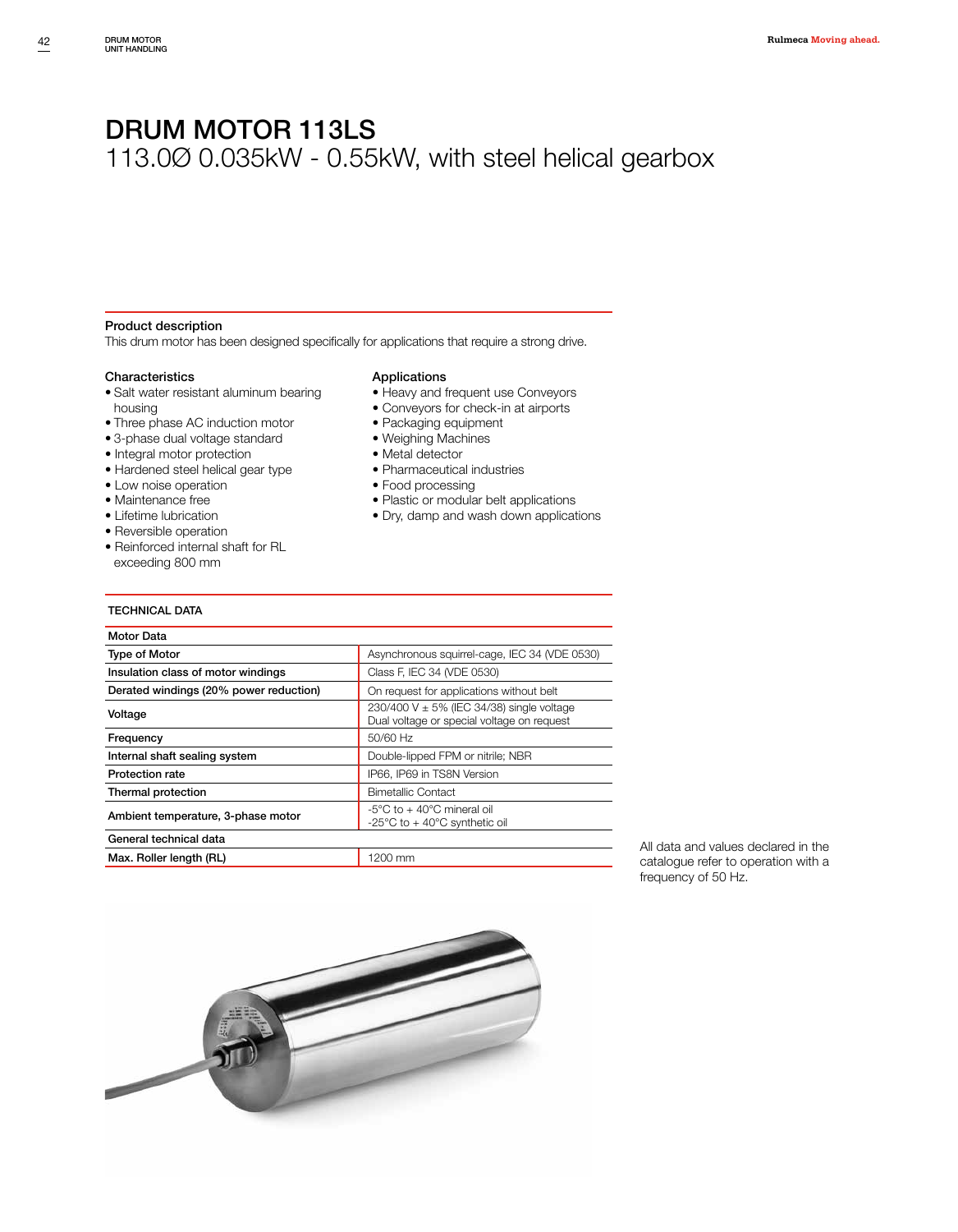# DRUM MOTOR 113LS

113.0Ø 0.035kW - 0.55kW, with steel helical gearbox

### Product description

This drum motor has been designed specifically for applications that require a strong drive.

### Characteristics

- Salt water resistant aluminum bearing housing
- Three phase AC induction motor
- 3-phase dual voltage standard
- Integral motor protection
- Hardened steel helical gear type
- Low noise operation
- Maintenance free
- Lifetime lubrication
- Reversible operation
- Reinforced internal shaft for RL exceeding 800 mm

### Applications

- Heavy and frequent use Conveyors
- Conveyors for check-in at airports
- Packaging equipment
- Weighing Machines
- Metal detector
- Pharmaceutical industries
- Food processing
- Plastic or modular belt applications
- Dry, damp and wash down applications

### TECHNICAL DATA

| Motor Data | |
|---|---|
| Type of Motor | Asynchronous squirrel-cage, IEC 34 (VDE 0530) |
| Insulation class of motor windings | Class F, IEC 34 (VDE 0530) |
| Derated windings (20% power reduction) | On request for applications without belt |
| Voltage | 230/400 V ± 5% (IEC 34/38) single voltage<br>Dual voltage or special voltage on request |
| Frequency | 50/60 Hz |
| Internal shaft sealing system | Double-lipped FPM or nitrile; NBR |
| Protection rate | IP66, IP69 in TS8N Version |
| Thermal protection | Bimetallic Contact |
| Ambient temperature, 3-phase motor | -5°C to + 40°C mineral oil<br>-25°C to + 40°C synthetic oil |
| **General technical data** | |
| Max. Roller length (RL) | 1200 mm |

All data and values declared in the catalogue refer to operation with a frequency of 50 Hz.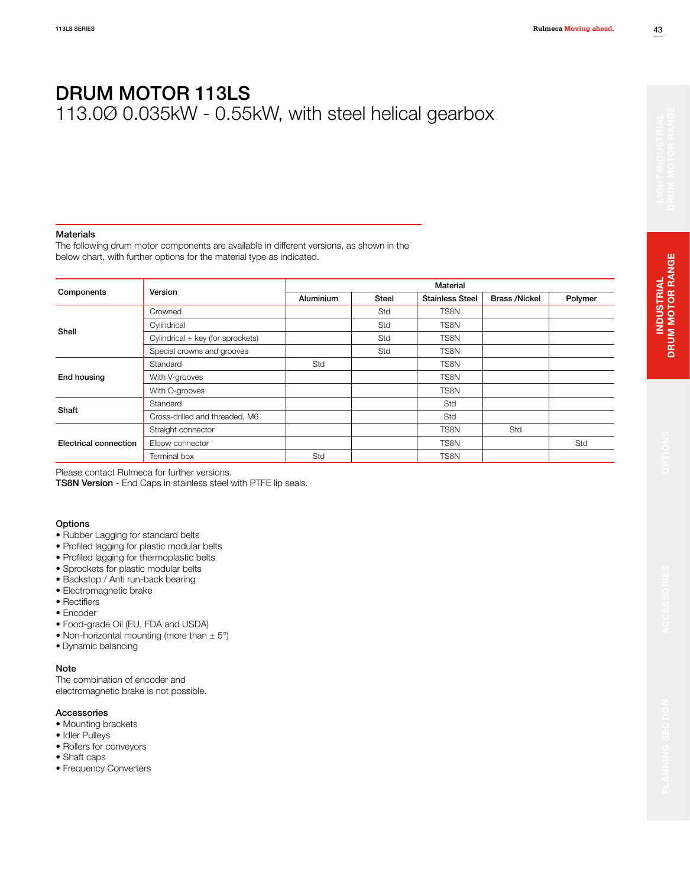# DRUM MOTOR 113LS

113.0Ø 0.035kW - 0.55kW, with steel helical gearbox

### Materials

The following drum motor components are available in different versions, as shown in the below chart, with further options for the material type as indicated.

| Components | Version | Material | | | | |
|---|---|---|---|---|---|---|
| | | Aluminium | Steel | Stainless Steel | Brass /Nickel | Polymer |
| Shell | Crowned | | Std | TS8N | | |
| | Cylindrical | | Std | TS8N | | |
| | Cylindrical + key (for sprockets) | | Std | TS8N | | |
| | Special crowns and grooves | | Std | TS8N | | |
| End housing | Standard | Std | | TS8N | | |
| | With V-grooves | | | TS8N | | |
| | With O-grooves | | | TS8N | | |
| Shaft | Standard | | | Std | | |
| | Cross-drilled and threaded, M6 | | | Std | | |
| Electrical connection | Straight connector | | | TS8N | Std | |
| | Elbow connector | | | TS8N | | Std |
| | Terminal box | Std | | TS8N | | |

Please contact Rulmeca for further versions.
**TS8N Version** - End Caps in stainless steel with PTFE lip seals.

### Options

- Rubber Lagging for standard belts
- Profiled lagging for plastic modular belts
- Profiled lagging for thermoplastic belts
- Sprockets for plastic modular belts
- Backstop / Anti run-back bearing
- Electromagnetic brake
- Rectifiers
- Encoder
- Food-grade Oil (EU, FDA and USDA)
- Non-horizontal mounting (more than ± 5°)
- Dynamic balancing

### Note

The combination of encoder and electromagnetic brake is not possible.

### Accessories

- Mounting brackets
- Idler Pulleys
- Rollers for conveyors
- Shaft caps
- Frequency Converters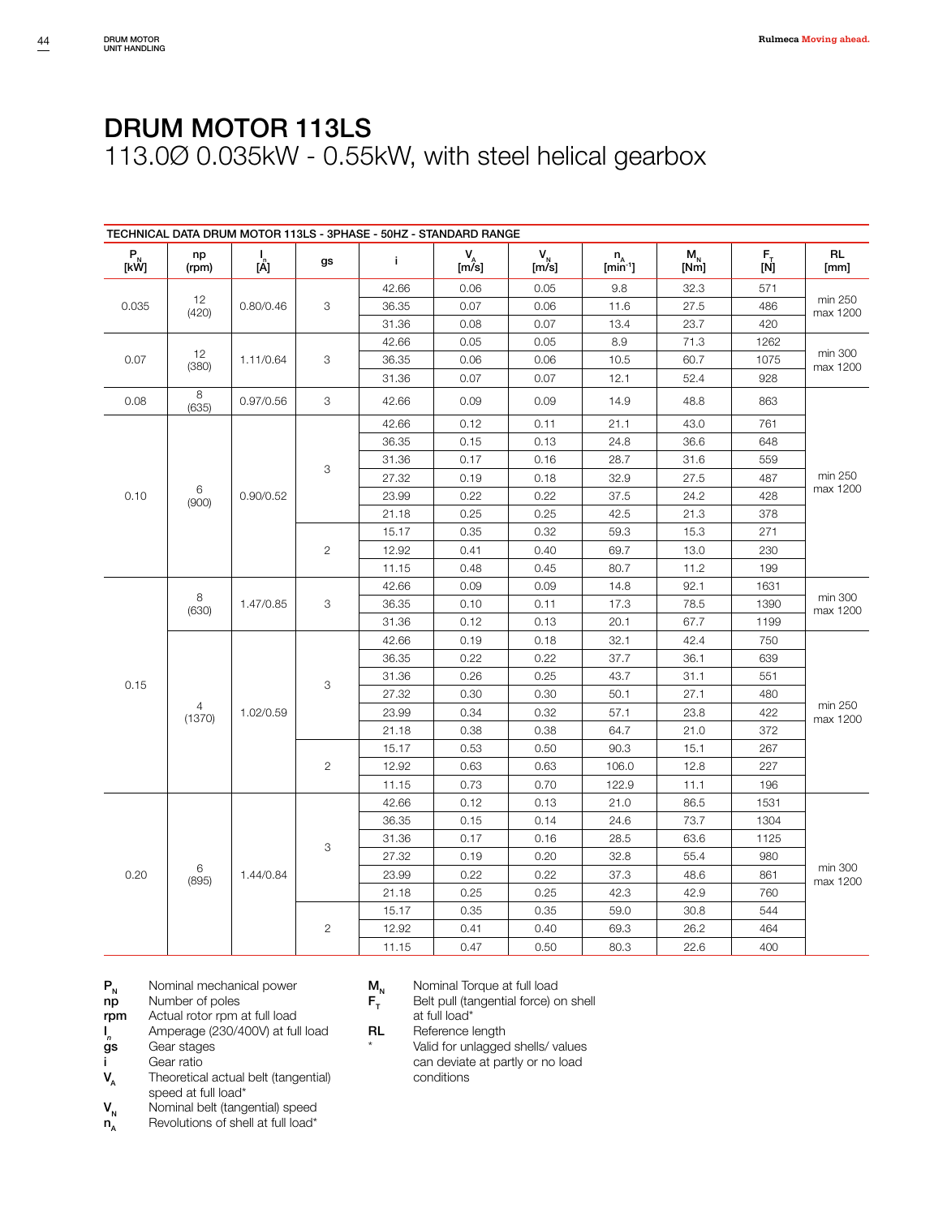# DRUM MOTOR 113LS

113.0Ø 0.035kW - 0.55kW, with steel helical gearbox

TECHNICAL DATA DRUM MOTOR 113LS - 3PHASE - 50HZ - STANDARD RANGE

| $P_N$ [kW] | np (rpm) | $I_n$ [A] | gs | i | $V_A$ [m/s] | $V_N$ [m/s] | $n_A$ [min$^{-1}$] | $M_N$ [Nm] | $F_T$ [N] | RL [mm] |
|---|---|---|---|---|---|---|---|---|---|---|
| 0.035 | 12 (420) | 0.80/0.46 | 3 | 42.66 | 0.06 | 0.05 | 9.8 | 32.3 | 571 | min 250 max 1200 |
| | | | | 36.35 | 0.07 | 0.06 | 11.6 | 27.5 | 486 | |
| | | | | 31.36 | 0.08 | 0.07 | 13.4 | 23.7 | 420 | |
| 0.07 | 12 (380) | 1.11/0.64 | 3 | 42.66 | 0.05 | 0.05 | 8.9 | 71.3 | 1262 | min 300 max 1200 |
| | | | | 36.35 | 0.06 | 0.06 | 10.5 | 60.7 | 1075 | |
| | | | | 31.36 | 0.07 | 0.07 | 12.1 | 52.4 | 928 | |
| 0.08 | 8 (635) | 0.97/0.56 | 3 | 42.66 | 0.09 | 0.09 | 14.9 | 48.8 | 863 | min 250 max 1200 |
| 0.10 | 6 (900) | 0.90/0.52 | 3 | 42.66 | 0.12 | 0.11 | 21.1 | 43.0 | 761 | |
| | | | | 36.35 | 0.15 | 0.13 | 24.8 | 36.6 | 648 | |
| | | | | 31.36 | 0.17 | 0.16 | 28.7 | 31.6 | 559 | |
| | | | | 27.32 | 0.19 | 0.18 | 32.9 | 27.5 | 487 | |
| | | | | 23.99 | 0.22 | 0.22 | 37.5 | 24.2 | 428 | |
| | | | | 21.18 | 0.25 | 0.25 | 42.5 | 21.3 | 378 | |
| | | | 2 | 15.17 | 0.35 | 0.32 | 59.3 | 15.3 | 271 | |
| | | | | 12.92 | 0.41 | 0.40 | 69.7 | 13.0 | 230 | |
| | | | | 11.15 | 0.48 | 0.45 | 80.7 | 11.2 | 199 | |
| 0.15 | 8 (630) | 1.47/0.85 | 3 | 42.66 | 0.09 | 0.09 | 14.8 | 92.1 | 1631 | min 300 max 1200 |
| | | | | 36.35 | 0.10 | 0.11 | 17.3 | 78.5 | 1390 | |
| | | | | 31.36 | 0.12 | 0.13 | 20.1 | 67.7 | 1199 | |
| | 4 (1370) | 1.02/0.59 | 3 | 42.66 | 0.19 | 0.18 | 32.1 | 42.4 | 750 | min 250 max 1200 |
| | | | | 36.35 | 0.22 | 0.22 | 37.7 | 36.1 | 639 | |
| | | | | 31.36 | 0.26 | 0.25 | 43.7 | 31.1 | 551 | |
| | | | | 27.32 | 0.30 | 0.30 | 50.1 | 27.1 | 480 | |
| | | | | 23.99 | 0.34 | 0.32 | 57.1 | 23.8 | 422 | |
| | | | | 21.18 | 0.38 | 0.38 | 64.7 | 21.0 | 372 | |
| | | | 2 | 15.17 | 0.53 | 0.50 | 90.3 | 15.1 | 267 | |
| | | | | 12.92 | 0.63 | 0.63 | 106.0 | 12.8 | 227 | |
| | | | | 11.15 | 0.73 | 0.70 | 122.9 | 11.1 | 196 | |
| 0.20 | 6 (895) | 1.44/0.84 | 3 | 42.66 | 0.12 | 0.13 | 21.0 | 86.5 | 1531 | min 300 max 1200 |
| | | | | 36.35 | 0.15 | 0.14 | 24.6 | 73.7 | 1304 | |
| | | | | 31.36 | 0.17 | 0.16 | 28.5 | 63.6 | 1125 | |
| | | | | 27.32 | 0.19 | 0.20 | 32.8 | 55.4 | 980 | |
| | | | | 23.99 | 0.22 | 0.22 | 37.3 | 48.6 | 861 | |
| | | | | 21.18 | 0.25 | 0.25 | 42.3 | 42.9 | 760 | |
| | | | 2 | 15.17 | 0.35 | 0.35 | 59.0 | 30.8 | 544 | |
| | | | | 12.92 | 0.41 | 0.40 | 69.3 | 26.2 | 464 | |
| | | | | 11.15 | 0.47 | 0.50 | 80.3 | 22.6 | 400 | |

- $P_N$ Nominal mechanical power
- np Number of poles
- rpm Actual rotor rpm at full load
- $I_n$ Amperage (230/400V) at full load
- gs Gear stages
- i Gear ratio
- $V_A$ Theoretical actual belt (tangential) speed at full load*
- $V_N$ Nominal belt (tangential) speed
- $n_A$ Revolutions of shell at full load*
- $M_N$ Nominal Torque at full load
- $F_T$ Belt pull (tangential force) on shell at full load*
- RL Reference length
- * Valid for unlagged shells/ values can deviate at partly or no load conditions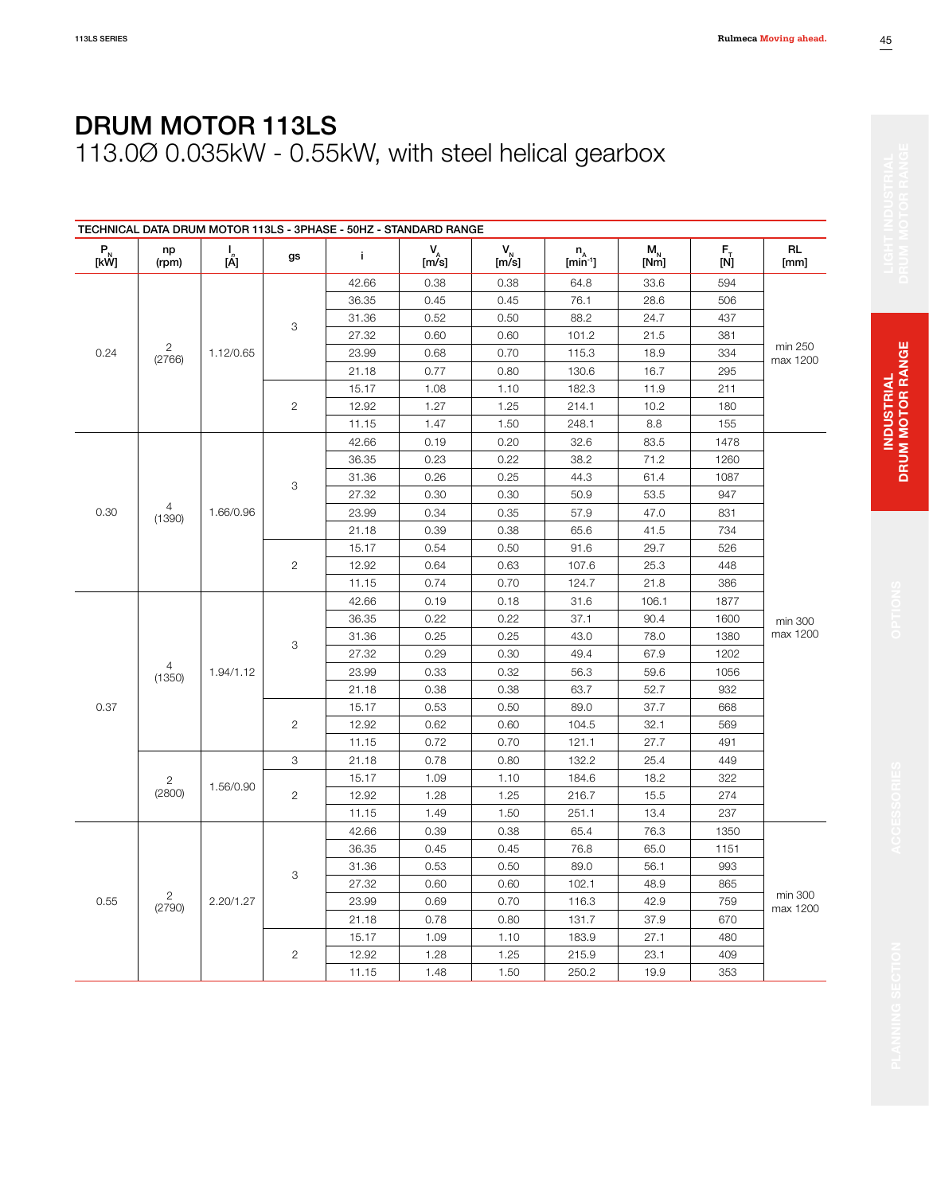# DRUM MOTOR 113LS

113.0Ø 0.035kW - 0.55kW, with steel helical gearbox

TECHNICAL DATA DRUM MOTOR 113LS - 3PHASE - 50HZ - STANDARD RANGE

| $P_N$ [kW] | np (rpm) | $I_n$ [A] | gs | i | $V_A$ [m/s] | $V_N$ [m/s] | $n_A$ [$min^{-1}$] | $M_N$ [Nm] | $F_T$ [N] | RL [mm] |
|---|---|---|---|---|---|---|---|---|---|---|
| 0.24 | 2 (2766) | 1.12/0.65 | 3 | 42.66 | 0.38 | 0.38 | 64.8 | 33.6 | 594 | min 250 max 1200 |
| | | | | 36.35 | 0.45 | 0.45 | 76.1 | 28.6 | 506 | |
| | | | | 31.36 | 0.52 | 0.50 | 88.2 | 24.7 | 437 | |
| | | | | 27.32 | 0.60 | 0.60 | 101.2 | 21.5 | 381 | |
| | | | | 23.99 | 0.68 | 0.70 | 115.3 | 18.9 | 334 | |
| | | | | 21.18 | 0.77 | 0.80 | 130.6 | 16.7 | 295 | |
| | | | 2 | 15.17 | 1.08 | 1.10 | 182.3 | 11.9 | 211 | |
| | | | | 12.92 | 1.27 | 1.25 | 214.1 | 10.2 | 180 | |
| | | | | 11.15 | 1.47 | 1.50 | 248.1 | 8.8 | 155 | |
| 0.30 | 4 (1390) | 1.66/0.96 | 3 | 42.66 | 0.19 | 0.20 | 32.6 | 83.5 | 1478 | min 300 max 1200 |
| | | | | 36.35 | 0.23 | 0.22 | 38.2 | 71.2 | 1260 | |
| | | | | 31.36 | 0.26 | 0.25 | 44.3 | 61.4 | 1087 | |
| | | | | 27.32 | 0.30 | 0.30 | 50.9 | 53.5 | 947 | |
| | | | | 23.99 | 0.34 | 0.35 | 57.9 | 47.0 | 831 | |
| | | | | 21.18 | 0.39 | 0.38 | 65.6 | 41.5 | 734 | |
| | | | 2 | 15.17 | 0.54 | 0.50 | 91.6 | 29.7 | 526 | |
| | | | | 12.92 | 0.64 | 0.63 | 107.6 | 25.3 | 448 | |
| | | | | 11.15 | 0.74 | 0.70 | 124.7 | 21.8 | 386 | |
| 0.37 | 4 (1350) | 1.94/1.12 | 3 | 42.66 | 0.19 | 0.18 | 31.6 | 106.1 | 1877 | |
| | | | | 36.35 | 0.22 | 0.22 | 37.1 | 90.4 | 1600 | |
| | | | | 31.36 | 0.25 | 0.25 | 43.0 | 78.0 | 1380 | |
| | | | | 27.32 | 0.29 | 0.30 | 49.4 | 67.9 | 1202 | |
| | | | | 23.99 | 0.33 | 0.32 | 56.3 | 59.6 | 1056 | |
| | | | | 21.18 | 0.38 | 0.38 | 63.7 | 52.7 | 932 | |
| | | | 2 | 15.17 | 0.53 | 0.50 | 89.0 | 37.7 | 668 | |
| | | | | 12.92 | 0.62 | 0.60 | 104.5 | 32.1 | 569 | |
| | | | | 11.15 | 0.72 | 0.70 | 121.1 | 27.7 | 491 | |
| | 2 (2800) | 1.56/0.90 | 3 | 21.18 | 0.78 | 0.80 | 132.2 | 25.4 | 449 | |
| | | | 2 | 15.17 | 1.09 | 1.10 | 184.6 | 18.2 | 322 | |
| | | | | 12.92 | 1.28 | 1.25 | 216.7 | 15.5 | 274 | |
| | | | | 11.15 | 1.49 | 1.50 | 251.1 | 13.4 | 237 | |
| 0.55 | 2 (2790) | 2.20/1.27 | 3 | 42.66 | 0.39 | 0.38 | 65.4 | 76.3 | 1350 | min 300 max 1200 |
| | | | | 36.35 | 0.45 | 0.45 | 76.8 | 65.0 | 1151 | |
| | | | | 31.36 | 0.53 | 0.50 | 89.0 | 56.1 | 993 | |
| | | | | 27.32 | 0.60 | 0.60 | 102.1 | 48.9 | 865 | |
| | | | | 23.99 | 0.69 | 0.70 | 116.3 | 42.9 | 759 | |
| | | | | 21.18 | 0.78 | 0.80 | 131.7 | 37.9 | 670 | |
| | | | 2 | 15.17 | 1.09 | 1.10 | 183.9 | 27.1 | 480 | |
| | | | | 12.92 | 1.28 | 1.25 | 215.9 | 23.1 | 409 | |
| | | | | 11.15 | 1.48 | 1.50 | 250.2 | 19.9 | 353 | |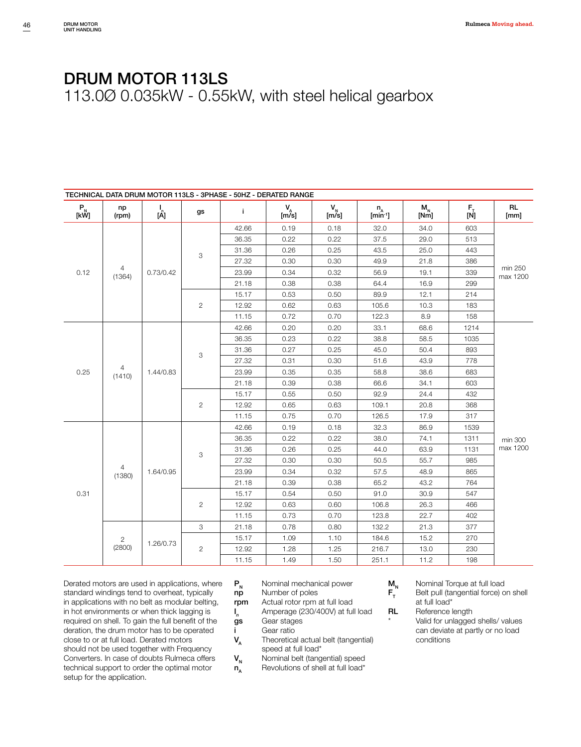// DRUM MOTOR 113LS

# DRUM MOTOR 113LS

## 113.0Ø 0.035kW - 0.55kW, with steel helical gearbox

**TECHNICAL DATA DRUM MOTOR 113LS - 3PHASE - 50HZ - DERATED RANGE**

| $P_N$ [kW] | np (rpm) | $I_n$ [A] | gs | i | $V_A$ [m/s] | $V_N$ [m/s] | $n_A$ [min⁻¹] | $M_N$ [Nm] | $F_T$ [N] | RL [mm] |
|---|---|---|---|---|---|---|---|---|---|---|
| 0.12 | 4 (1364) | 0.73/0.42 | 3 | 42.66 | 0.19 | 0.18 | 32.0 | 34.0 | 603 | min 250 max 1200 |
| | | | | 36.35 | 0.22 | 0.22 | 37.5 | 29.0 | 513 | |
| | | | | 31.36 | 0.26 | 0.25 | 43.5 | 25.0 | 443 | |
| | | | | 27.32 | 0.30 | 0.30 | 49.9 | 21.8 | 386 | |
| | | | | 23.99 | 0.34 | 0.32 | 56.9 | 19.1 | 339 | |
| | | | | 21.18 | 0.38 | 0.38 | 64.4 | 16.9 | 299 | |
| | | | 2 | 15.17 | 0.53 | 0.50 | 89.9 | 12.1 | 214 | |
| | | | | 12.92 | 0.62 | 0.63 | 105.6 | 10.3 | 183 | |
| | | | | 11.15 | 0.72 | 0.70 | 122.3 | 8.9 | 158 | |
| 0.25 | 4 (1410) | 1.44/0.83 | 3 | 42.66 | 0.20 | 0.20 | 33.1 | 68.6 | 1214 | min 300 max 1200 |
| | | | | 36.35 | 0.23 | 0.22 | 38.8 | 58.5 | 1035 | |
| | | | | 31.36 | 0.27 | 0.25 | 45.0 | 50.4 | 893 | |
| | | | | 27.32 | 0.31 | 0.30 | 51.6 | 43.9 | 778 | |
| | | | | 23.99 | 0.35 | 0.35 | 58.8 | 38.6 | 683 | |
| | | | | 21.18 | 0.39 | 0.38 | 66.6 | 34.1 | 603 | |
| | | | 2 | 15.17 | 0.55 | 0.50 | 92.9 | 24.4 | 432 | |
| | | | | 12.92 | 0.65 | 0.63 | 109.1 | 20.8 | 368 | |
| | | | | 11.15 | 0.75 | 0.70 | 126.5 | 17.9 | 317 | |
| 0.31 | 4 (1380) | 1.64/0.95 | 3 | 42.66 | 0.19 | 0.18 | 32.3 | 86.9 | 1539 | |
| | | | | 36.35 | 0.22 | 0.22 | 38.0 | 74.1 | 1311 | |
| | | | | 31.36 | 0.26 | 0.25 | 44.0 | 63.9 | 1131 | |
| | | | | 27.32 | 0.30 | 0.30 | 50.5 | 55.7 | 985 | |
| | | | | 23.99 | 0.34 | 0.32 | 57.5 | 48.9 | 865 | |
| | | | | 21.18 | 0.39 | 0.38 | 65.2 | 43.2 | 764 | |
| | | | 2 | 15.17 | 0.54 | 0.50 | 91.0 | 30.9 | 547 | |
| | | | | 12.92 | 0.63 | 0.60 | 106.8 | 26.3 | 466 | |
| | | | | 11.15 | 0.73 | 0.70 | 123.8 | 22.7 | 402 | |
| | 2 (2800) | 1.26/0.73 | 3 | 21.18 | 0.78 | 0.80 | 132.2 | 21.3 | 377 | |
| | | | 2 | 15.17 | 1.09 | 1.10 | 184.6 | 15.2 | 270 | |
| | | | | 12.92 | 1.28 | 1.25 | 216.7 | 13.0 | 230 | |
| | | | | 11.15 | 1.49 | 1.50 | 251.1 | 11.2 | 198 | |

Derated motors are used in applications, where standard windings tend to overheat, typically in applications with no belt as modular belting, in hot environments or when thick lagging is required on shell. To gain the full benefit of the deration, the drum motor has to be operated close to or at full load. Derated motors should not be used together with Frequency Converters. In case of doubts Rulmeca offers technical support to order the optimal motor setup for the application.

- $P_N$ Nominal mechanical power
- **np** Number of poles
- **rpm** Actual rotor rpm at full load
- $I_n$ Amperage (230/400V) at full load
- **gs** Gear stages
- **i** Gear ratio
- $V_A$ Theoretical actual belt (tangential) speed at full load*
- $V_N$ Nominal belt (tangential) speed
- $n_A$ Revolutions of shell at full load*
- $M_N$ Nominal Torque at full load
- $F_T$ Belt pull (tangential force) on shell at full load*
- **RL** Reference length
- \* Valid for unlagged shells/ values can deviate at partly or no load conditions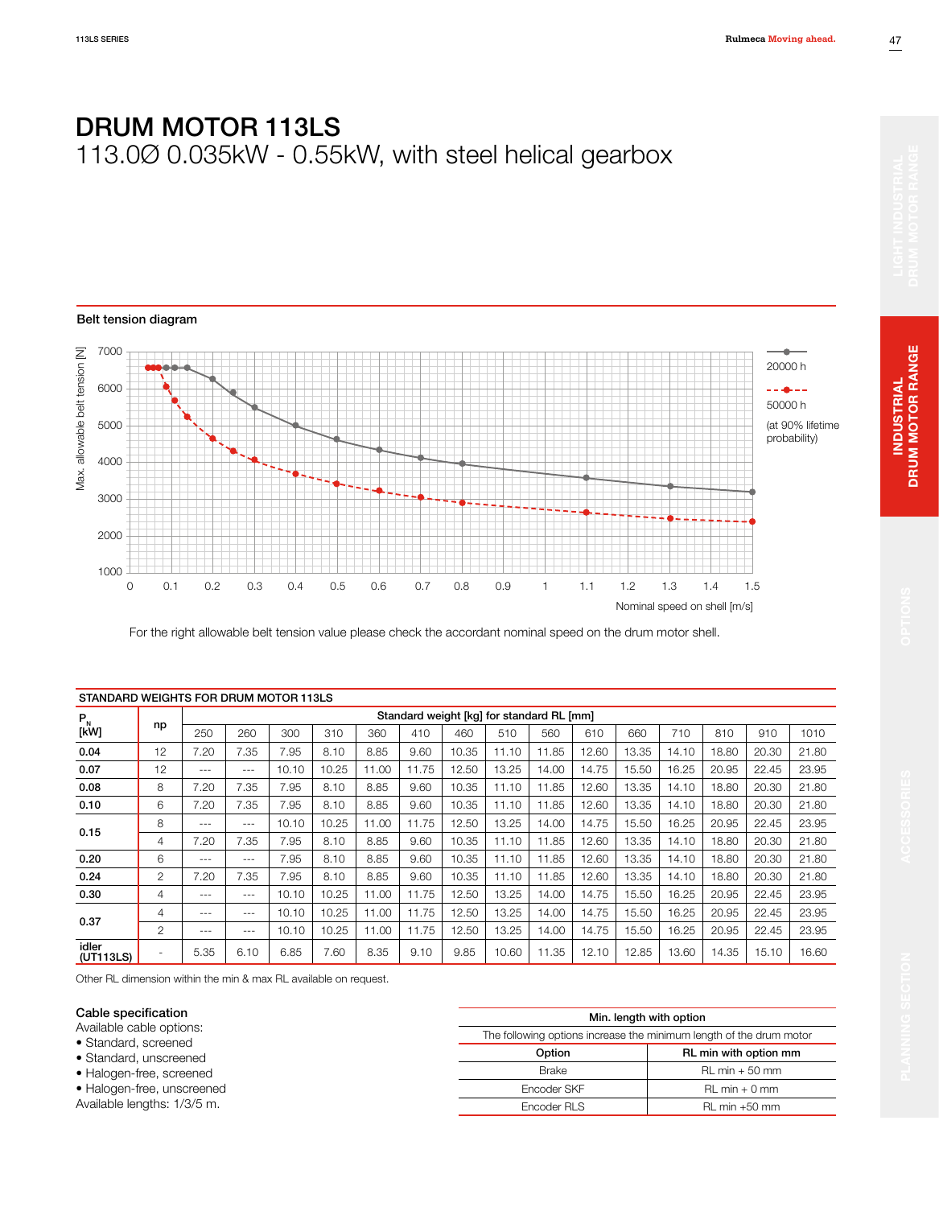# DRUM MOTOR 113LS

113.0Ø 0.035kW - 0.55kW, with steel helical gearbox

## Belt tension diagram

For the right allowable belt tension value please check the accordant nominal speed on the drum motor shell.

## STANDARD WEIGHTS FOR DRUM MOTOR 113LS

| $P_N$ [kW] | np | Standard weight [kg] for standard RL [mm] | | | | | | | | | | | | | | |
|---|---|---|---|---|---|---|---|---|---|---|---|---|---|---|---|---|
| | | 250 | 260 | 300 | 310 | 360 | 410 | 460 | 510 | 560 | 610 | 660 | 710 | 810 | 910 | 1010 |
| **0.04** | 12 | 7.20 | 7.35 | 7.95 | 8.10 | 8.85 | 9.60 | 10.35 | 11.10 | 11.85 | 12.60 | 13.35 | 14.10 | 18.80 | 20.30 | 21.80 |
| **0.07** | 12 | --- | --- | 10.10 | 10.25 | 11.00 | 11.75 | 12.50 | 13.25 | 14.00 | 14.75 | 15.50 | 16.25 | 20.95 | 22.45 | 23.95 |
| **0.08** | 8 | 7.20 | 7.35 | 7.95 | 8.10 | 8.85 | 9.60 | 10.35 | 11.10 | 11.85 | 12.60 | 13.35 | 14.10 | 18.80 | 20.30 | 21.80 |
| **0.10** | 6 | 7.20 | 7.35 | 7.95 | 8.10 | 8.85 | 9.60 | 10.35 | 11.10 | 11.85 | 12.60 | 13.35 | 14.10 | 18.80 | 20.30 | 21.80 |
| **0.15** | 8 | --- | --- | 10.10 | 10.25 | 11.00 | 11.75 | 12.50 | 13.25 | 14.00 | 14.75 | 15.50 | 16.25 | 20.95 | 22.45 | 23.95 |
| | 4 | 7.20 | 7.35 | 7.95 | 8.10 | 8.85 | 9.60 | 10.35 | 11.10 | 11.85 | 12.60 | 13.35 | 14.10 | 18.80 | 20.30 | 21.80 |
| **0.20** | 6 | --- | --- | 7.95 | 8.10 | 8.85 | 9.60 | 10.35 | 11.10 | 11.85 | 12.60 | 13.35 | 14.10 | 18.80 | 20.30 | 21.80 |
| **0.24** | 2 | 7.20 | 7.35 | 7.95 | 8.10 | 8.85 | 9.60 | 10.35 | 11.10 | 11.85 | 12.60 | 13.35 | 14.10 | 18.80 | 20.30 | 21.80 |
| **0.30** | 4 | --- | --- | 10.10 | 10.25 | 11.00 | 11.75 | 12.50 | 13.25 | 14.00 | 14.75 | 15.50 | 16.25 | 20.95 | 22.45 | 23.95 |
| **0.37** | 4 | --- | --- | 10.10 | 10.25 | 11.00 | 11.75 | 12.50 | 13.25 | 14.00 | 14.75 | 15.50 | 16.25 | 20.95 | 22.45 | 23.95 |
| | 2 | --- | --- | 10.10 | 10.25 | 11.00 | 11.75 | 12.50 | 13.25 | 14.00 | 14.75 | 15.50 | 16.25 | 20.95 | 22.45 | 23.95 |
| **idler (UT113LS)** | - | 5.35 | 6.10 | 6.85 | 7.60 | 8.35 | 9.10 | 9.85 | 10.60 | 11.35 | 12.10 | 12.85 | 13.60 | 14.35 | 15.10 | 16.60 |

Other RL dimension within the min & max RL available on request.

### Cable specification

Available cable options:

- Standard, screened
- Standard, unscreened
- Halogen-free, screened
- Halogen-free, unscreened

Available lengths: 1/3/5 m.

| Min. length with option | |
|---|---|
| The following options increase the minimum length of the drum motor | |
| **Option** | **RL min with option mm** |
| Brake | RL min + 50 mm |
| Encoder SKF | RL min + 0 mm |
| Encoder RLS | RL min +50 mm |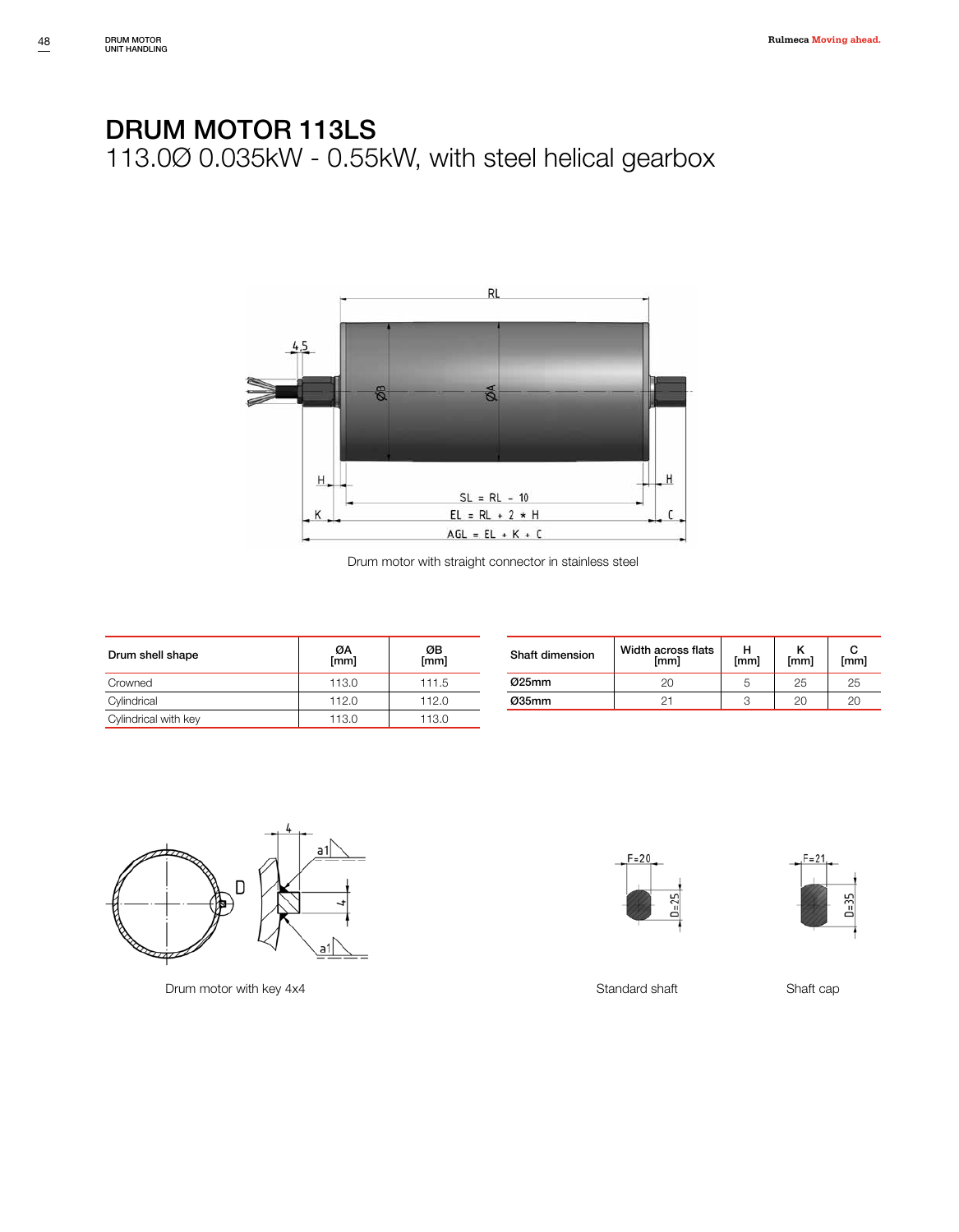# DRUM MOTOR 113LS

## 113.0Ø 0.035kW - 0.55kW, with steel helical gearbox

Drum motor with straight connector in stainless steel

| Drum shell shape | ØA [mm] | ØB [mm] |
|---|---|---|
| Crowned | 113.0 | 111.5 |
| Cylindrical | 112.0 | 112.0 |
| Cylindrical with key | 113.0 | 113.0 |

| Shaft dimension | Width across flats [mm] | H [mm] | K [mm] | C [mm] |
|---|---|---|---|---|
| Ø25mm | 20 | 5 | 25 | 25 |
| Ø35mm | 21 | 3 | 20 | 20 |

Drum motor with key 4x4

Standard shaft

Shaft cap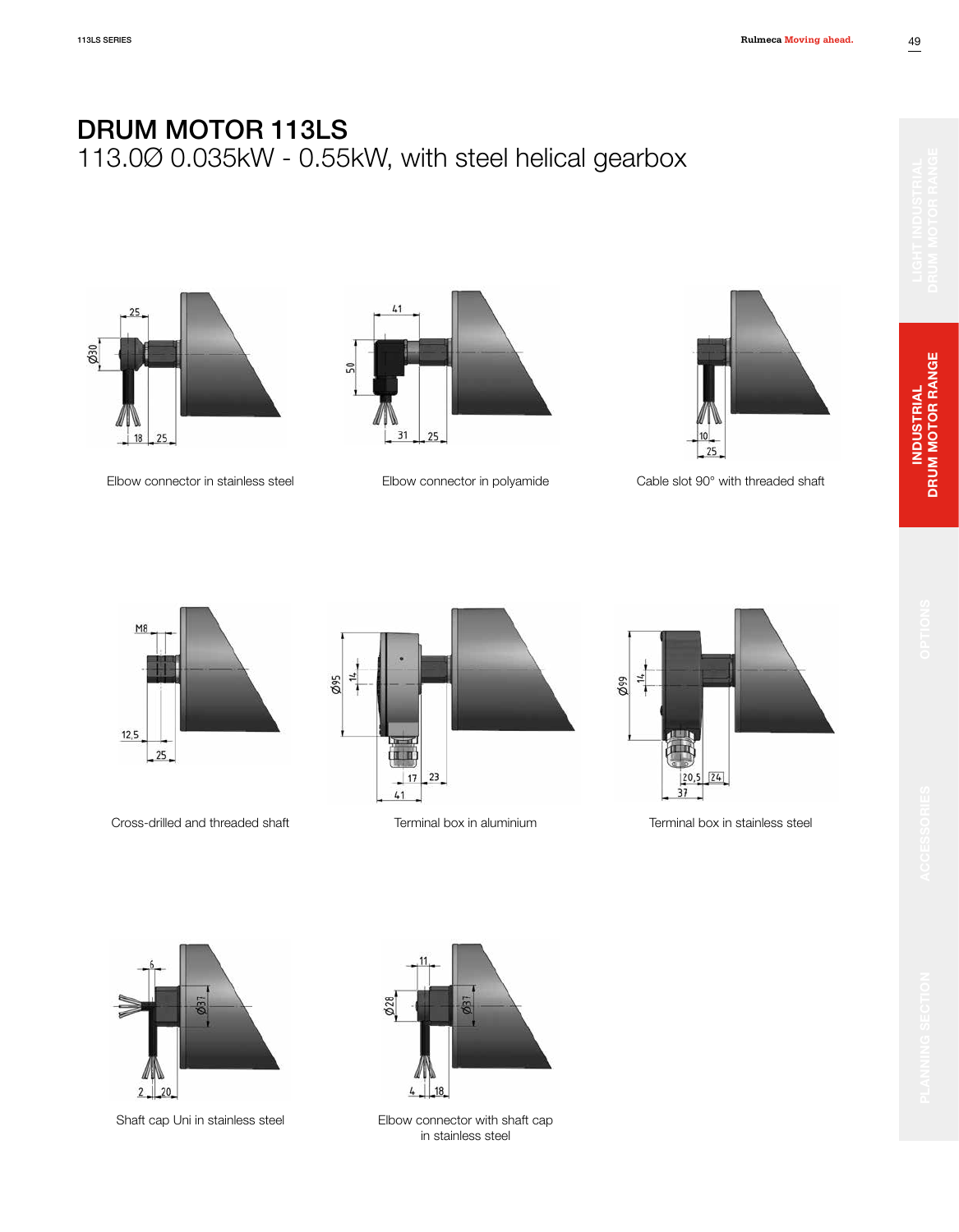# DRUM MOTOR 113LS

## 113.0Ø 0.035kW - 0.55kW, with steel helical gearbox

25
Ø30
18
25

Elbow connector in stainless steel

41
50
31
25

Elbow connector in polyamide

10
25

Cable slot 90° with threaded shaft

M8
12,5
25

Cross-drilled and threaded shaft

Ø95
14
17
23
41

Terminal box in aluminium

Ø99
14
20,5
24
37

Terminal box in stainless steel

6
Ø37
2
20

Shaft cap Uni in stainless steel

11
Ø28
Ø37
4
18

Elbow connector with shaft cap in stainless steel